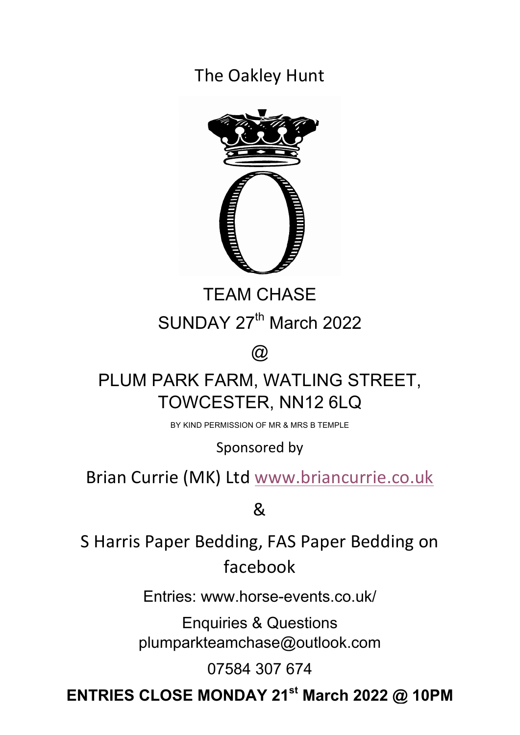The Oakley Hunt

# TEAM CHASE

## SUNDAY 27th March 2022

@

## PLUM PARK FARM, WATLING STREET, TOWCESTER, NN12 6LQ

BY KIND PERMISSION OF MR & MRS B TEMPLE

Sponsored by

Brian Currie (MK) Ltd www.briancurrie.co.uk

&

S Harris Paper Bedding, FAS Paper Bedding on facebook

Entries: www.horse-events.co.uk/

Enquiries & Questions
plumparkteamchase@outlook.com

07584 307 674

**ENTRIES CLOSE MONDAY 21st March 2022 @ 10PM**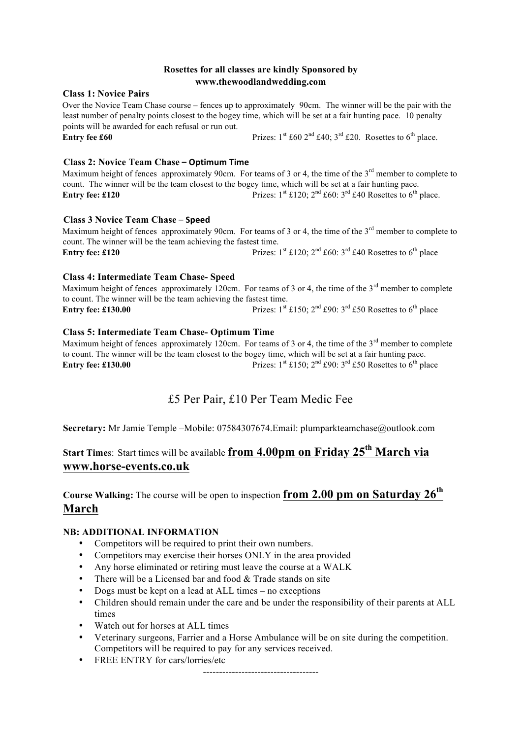**Rosettes for all classes are kindly Sponsored by www.thewoodlandwedding.com**

**Class 1: Novice Pairs**

Over the Novice Team Chase course – fences up to approximately 90cm. The winner will be the pair with the least number of penalty points closest to the bogey time, which will be set at a fair hunting pace. 10 penalty points will be awarded for each refusal or run out.

**Entry fee £60** Prizes: 1st £60 2nd £40; 3rd £20. Rosettes to 6th place.

**Class 2: Novice Team Chase – Optimum Time**

Maximum height of fences approximately 90cm. For teams of 3 or 4, the time of the 3rd member to complete to count. The winner will be the team closest to the bogey time, which will be set at a fair hunting pace.

**Entry fee: £120** Prizes: 1st £120; 2nd £60: 3rd £40 Rosettes to 6th place.

**Class 3 Novice Team Chase – Speed**

Maximum height of fences approximately 90cm. For teams of 3 or 4, the time of the 3rd member to complete to count. The winner will be the team achieving the fastest time.

**Entry fee: £120** Prizes: 1st £120; 2nd £60: 3rd £40 Rosettes to 6th place

**Class 4: Intermediate Team Chase- Speed**

Maximum height of fences approximately 120cm. For teams of 3 or 4, the time of the 3rd member to complete to count. The winner will be the team achieving the fastest time.

**Entry fee: £130.00** Prizes: 1st £150; 2nd £90: 3rd £50 Rosettes to 6th place

**Class 5: Intermediate Team Chase- Optimum Time**

Maximum height of fences approximately 120cm. For teams of 3 or 4, the time of the 3rd member to complete to count. The winner will be the team closest to the bogey time, which will be set at a fair hunting pace.

**Entry fee: £130.00** Prizes: 1st £150; 2nd £90: 3rd £50 Rosettes to 6th place

£5 Per Pair, £10 Per Team Medic Fee

**Secretary:** Mr Jamie Temple –Mobile: 07584307674.Email: plumparkteamchase@outlook.com

**Start Time**s: Start times will be available **from 4.00pm on Friday 25th March via www.horse-events.co.uk**

**Course Walking:** The course will be open to inspection **from 2.00 pm on Saturday 26th March**

**NB: ADDITIONAL INFORMATION**

- Competitors will be required to print their own numbers.
- Competitors may exercise their horses ONLY in the area provided
- Any horse eliminated or retiring must leave the course at a WALK
- There will be a Licensed bar and food & Trade stands on site
- Dogs must be kept on a lead at ALL times – no exceptions
- Children should remain under the care and be under the responsibility of their parents at ALL times
- Watch out for horses at ALL times
- Veterinary surgeons, Farrier and a Horse Ambulance will be on site during the competition. Competitors will be required to pay for any services received.
- FREE ENTRY for cars/lorries/etc

-----------------------------------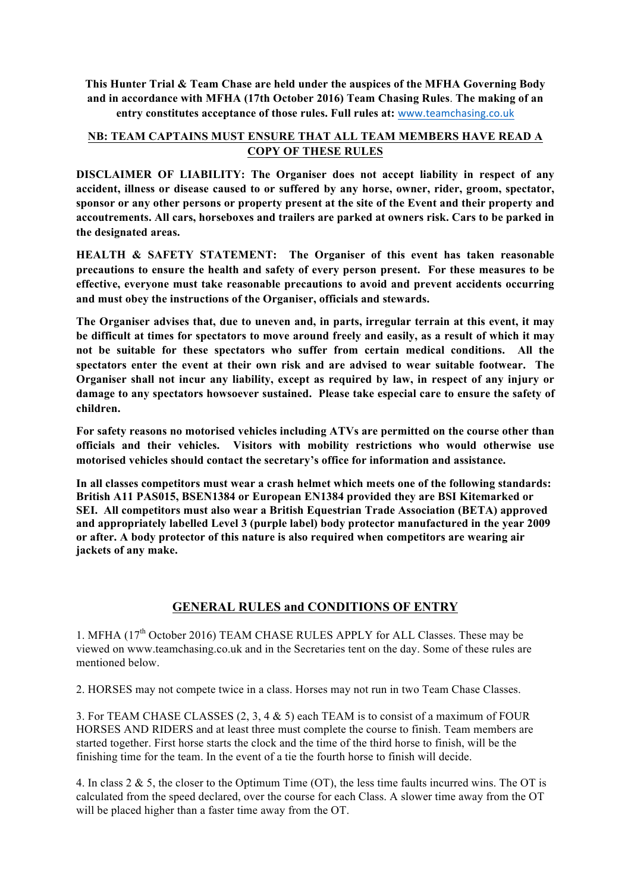**This Hunter Trial & Team Chase are held under the auspices of the MFHA Governing Body and in accordance with MFHA (17th October 2016) Team Chasing Rules. The making of an entry constitutes acceptance of those rules. Full rules at: www.teamchasing.co.uk**

**NB: TEAM CAPTAINS MUST ENSURE THAT ALL TEAM MEMBERS HAVE READ A COPY OF THESE RULES**

**DISCLAIMER OF LIABILITY: The Organiser does not accept liability in respect of any accident, illness or disease caused to or suffered by any horse, owner, rider, groom, spectator, sponsor or any other persons or property present at the site of the Event and their property and accoutrements. All cars, horseboxes and trailers are parked at owners risk. Cars to be parked in the designated areas.**

**HEALTH & SAFETY STATEMENT: The Organiser of this event has taken reasonable precautions to ensure the health and safety of every person present. For these measures to be effective, everyone must take reasonable precautions to avoid and prevent accidents occurring and must obey the instructions of the Organiser, officials and stewards.**

**The Organiser advises that, due to uneven and, in parts, irregular terrain at this event, it may be difficult at times for spectators to move around freely and easily, as a result of which it may not be suitable for these spectators who suffer from certain medical conditions. All the spectators enter the event at their own risk and are advised to wear suitable footwear. The Organiser shall not incur any liability, except as required by law, in respect of any injury or damage to any spectators howsoever sustained. Please take especial care to ensure the safety of children.**

**For safety reasons no motorised vehicles including ATVs are permitted on the course other than officials and their vehicles. Visitors with mobility restrictions who would otherwise use motorised vehicles should contact the secretary's office for information and assistance.**

**In all classes competitors must wear a crash helmet which meets one of the following standards: British A11 PAS015, BSEN1384 or European EN1384 provided they are BSI Kitemarked or SEI. All competitors must also wear a British Equestrian Trade Association (BETA) approved and appropriately labelled Level 3 (purple label) body protector manufactured in the year 2009 or after. A body protector of this nature is also required when competitors are wearing air jackets of any make.**

## GENERAL RULES and CONDITIONS OF ENTRY

1. MFHA (17th October 2016) TEAM CHASE RULES APPLY for ALL Classes. These may be viewed on www.teamchasing.co.uk and in the Secretaries tent on the day. Some of these rules are mentioned below.

2. HORSES may not compete twice in a class. Horses may not run in two Team Chase Classes.

3. For TEAM CHASE CLASSES (2, 3, 4 & 5) each TEAM is to consist of a maximum of FOUR HORSES AND RIDERS and at least three must complete the course to finish. Team members are started together. First horse starts the clock and the time of the third horse to finish, will be the finishing time for the team. In the event of a tie the fourth horse to finish will decide.

4. In class 2 & 5, the closer to the Optimum Time (OT), the less time faults incurred wins. The OT is calculated from the speed declared, over the course for each Class. A slower time away from the OT will be placed higher than a faster time away from the OT.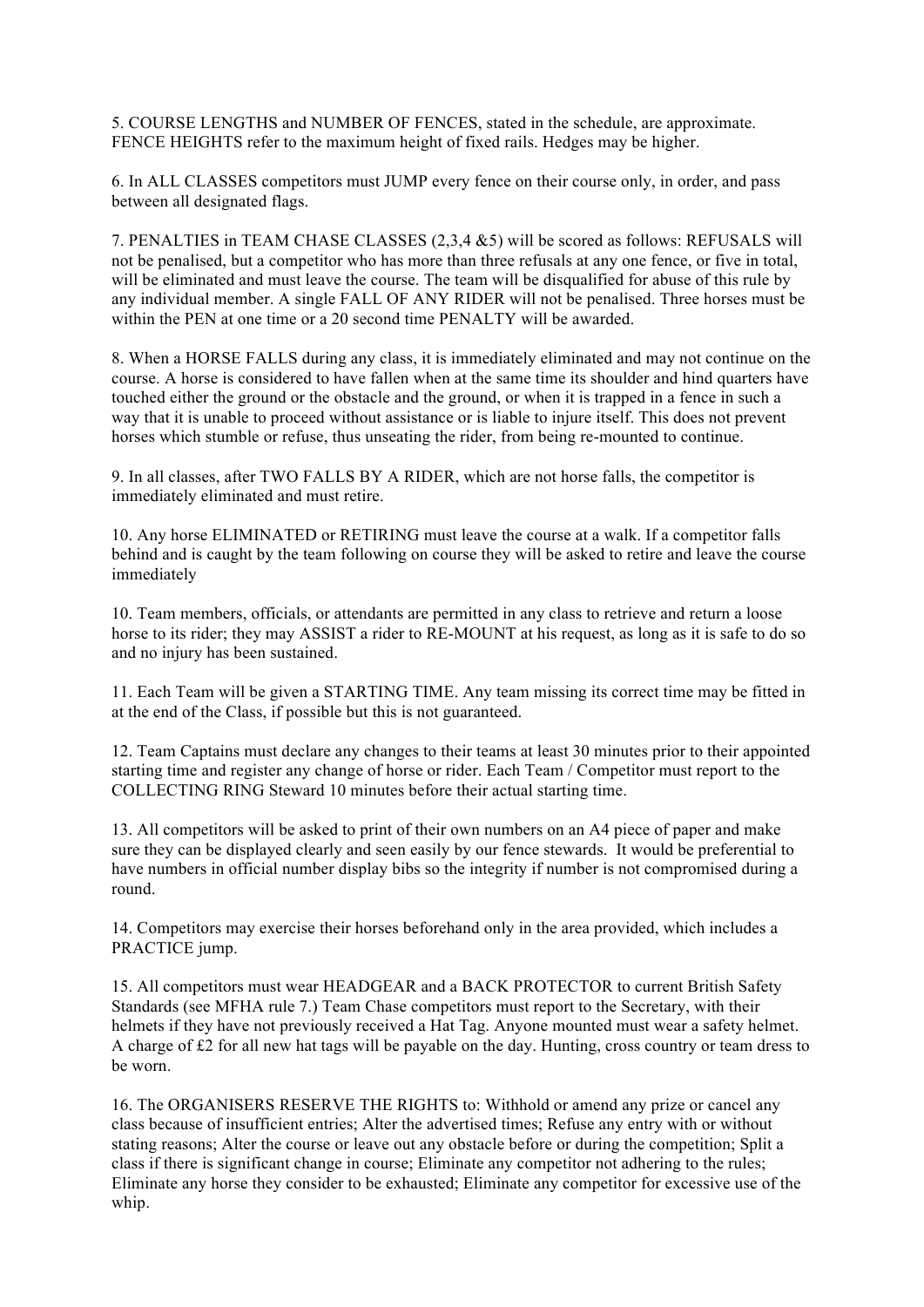5. COURSE LENGTHS and NUMBER OF FENCES, stated in the schedule, are approximate. FENCE HEIGHTS refer to the maximum height of fixed rails. Hedges may be higher.

6. In ALL CLASSES competitors must JUMP every fence on their course only, in order, and pass between all designated flags.

7. PENALTIES in TEAM CHASE CLASSES (2,3,4 &5) will be scored as follows: REFUSALS will not be penalised, but a competitor who has more than three refusals at any one fence, or five in total, will be eliminated and must leave the course. The team will be disqualified for abuse of this rule by any individual member. A single FALL OF ANY RIDER will not be penalised. Three horses must be within the PEN at one time or a 20 second time PENALTY will be awarded.

8. When a HORSE FALLS during any class, it is immediately eliminated and may not continue on the course. A horse is considered to have fallen when at the same time its shoulder and hind quarters have touched either the ground or the obstacle and the ground, or when it is trapped in a fence in such a way that it is unable to proceed without assistance or is liable to injure itself. This does not prevent horses which stumble or refuse, thus unseating the rider, from being re-mounted to continue.

9. In all classes, after TWO FALLS BY A RIDER, which are not horse falls, the competitor is immediately eliminated and must retire.

10. Any horse ELIMINATED or RETIRING must leave the course at a walk. If a competitor falls behind and is caught by the team following on course they will be asked to retire and leave the course immediately

10. Team members, officials, or attendants are permitted in any class to retrieve and return a loose horse to its rider; they may ASSIST a rider to RE-MOUNT at his request, as long as it is safe to do so and no injury has been sustained.

11. Each Team will be given a STARTING TIME. Any team missing its correct time may be fitted in at the end of the Class, if possible but this is not guaranteed.

12. Team Captains must declare any changes to their teams at least 30 minutes prior to their appointed starting time and register any change of horse or rider. Each Team / Competitor must report to the COLLECTING RING Steward 10 minutes before their actual starting time.

13. All competitors will be asked to print of their own numbers on an A4 piece of paper and make sure they can be displayed clearly and seen easily by our fence stewards. It would be preferential to have numbers in official number display bibs so the integrity if number is not compromised during a round.

14. Competitors may exercise their horses beforehand only in the area provided, which includes a PRACTICE jump.

15. All competitors must wear HEADGEAR and a BACK PROTECTOR to current British Safety Standards (see MFHA rule 7.) Team Chase competitors must report to the Secretary, with their helmets if they have not previously received a Hat Tag. Anyone mounted must wear a safety helmet. A charge of £2 for all new hat tags will be payable on the day. Hunting, cross country or team dress to be worn.

16. The ORGANISERS RESERVE THE RIGHTS to: Withhold or amend any prize or cancel any class because of insufficient entries; Alter the advertised times; Refuse any entry with or without stating reasons; Alter the course or leave out any obstacle before or during the competition; Split a class if there is significant change in course; Eliminate any competitor not adhering to the rules; Eliminate any horse they consider to be exhausted; Eliminate any competitor for excessive use of the whip.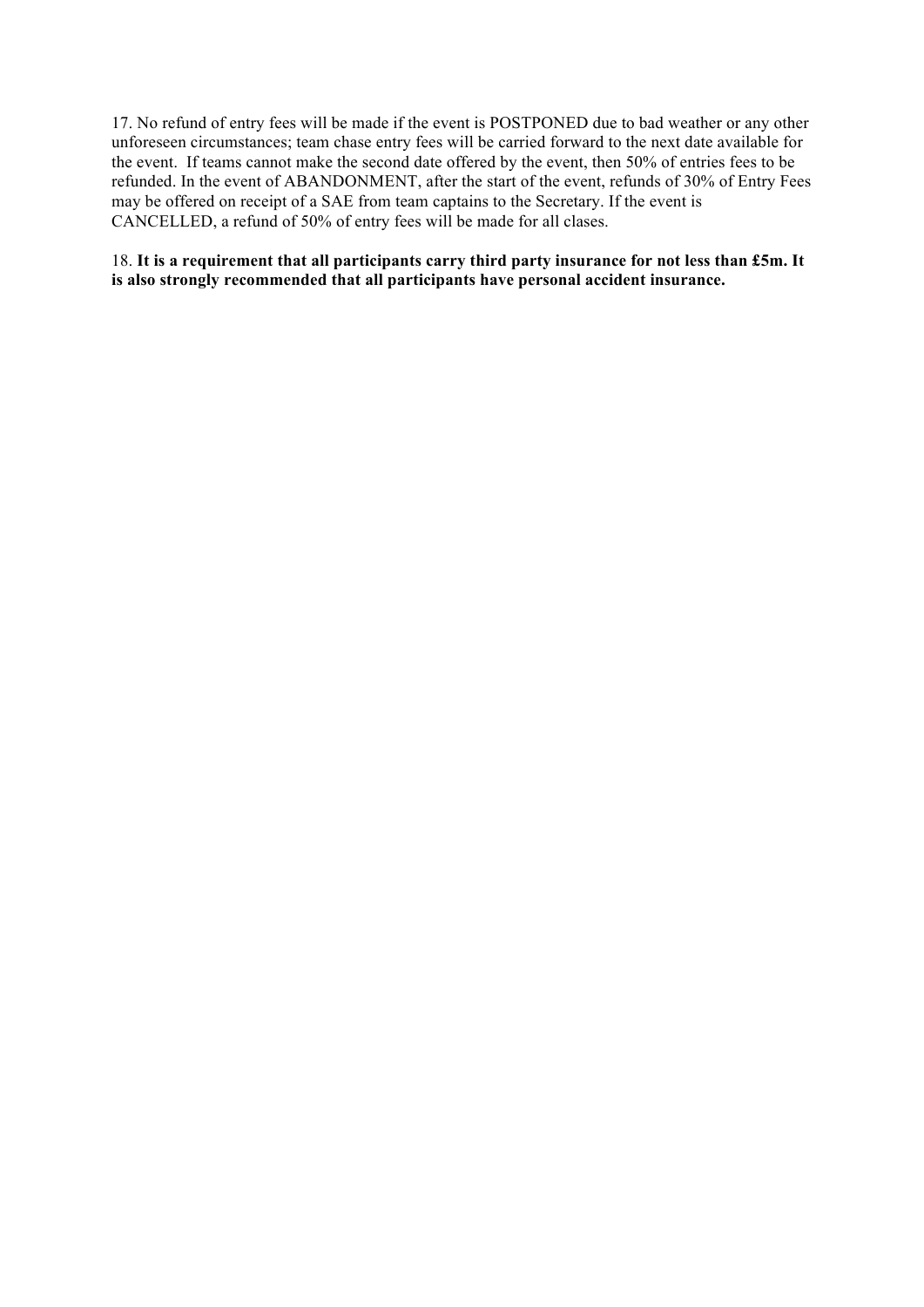17. No refund of entry fees will be made if the event is POSTPONED due to bad weather or any other unforeseen circumstances; team chase entry fees will be carried forward to the next date available for the event. If teams cannot make the second date offered by the event, then 50% of entries fees to be refunded. In the event of ABANDONMENT, after the start of the event, refunds of 30% of Entry Fees may be offered on receipt of a SAE from team captains to the Secretary. If the event is CANCELLED, a refund of 50% of entry fees will be made for all clases.

18. **It is a requirement that all participants carry third party insurance for not less than £5m. It is also strongly recommended that all participants have personal accident insurance.**